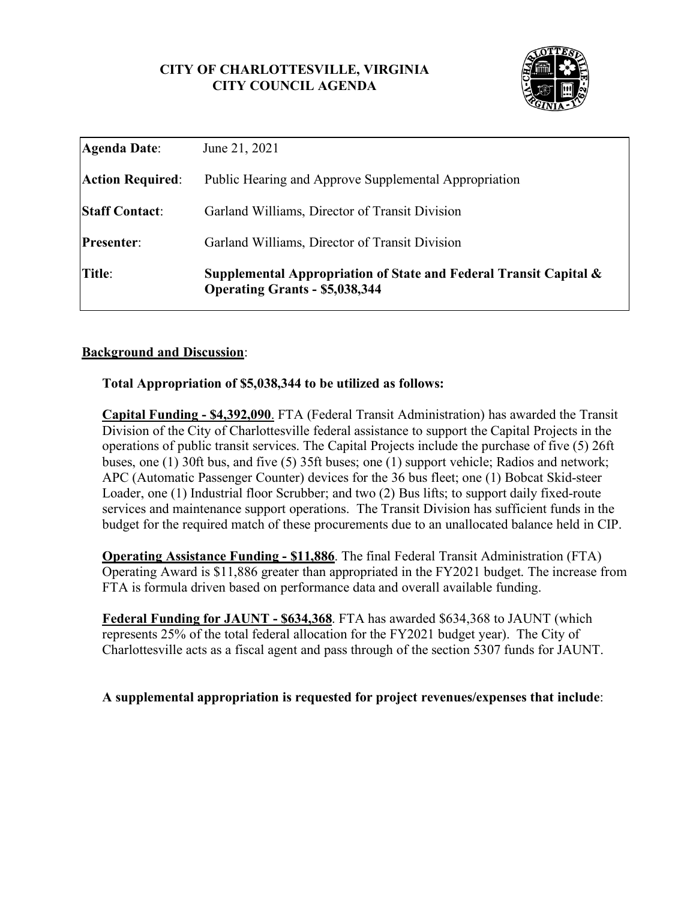**CITY OF CHARLOTTESVILLE, VIRGINIA**
**CITY COUNCIL AGENDA**

| | |
|---|---|
| **Agenda Date**: | June 21, 2021 |
| **Action Required**: | Public Hearing and Approve Supplemental Appropriation |
| **Staff Contact**: | Garland Williams, Director of Transit Division |
| **Presenter**: | Garland Williams, Director of Transit Division |
| **Title**: | **Supplemental Appropriation of State and Federal Transit Capital & Operating Grants - $5,038,344** |

**Background and Discussion**:

**Total Appropriation of $5,038,344 to be utilized as follows:**

**Capital Funding - $4,392,090**. FTA (Federal Transit Administration) has awarded the Transit Division of the City of Charlottesville federal assistance to support the Capital Projects in the operations of public transit services. The Capital Projects include the purchase of five (5) 26ft buses, one (1) 30ft bus, and five (5) 35ft buses; one (1) support vehicle; Radios and network; APC (Automatic Passenger Counter) devices for the 36 bus fleet; one (1) Bobcat Skid-steer Loader, one (1) Industrial floor Scrubber; and two (2) Bus lifts; to support daily fixed-route services and maintenance support operations. The Transit Division has sufficient funds in the budget for the required match of these procurements due to an unallocated balance held in CIP.

**Operating Assistance Funding - $11,886**. The final Federal Transit Administration (FTA) Operating Award is $11,886 greater than appropriated in the FY2021 budget. The increase from FTA is formula driven based on performance data and overall available funding.

**Federal Funding for JAUNT - $634,368**. FTA has awarded $634,368 to JAUNT (which represents 25% of the total federal allocation for the FY2021 budget year). The City of Charlottesville acts as a fiscal agent and pass through of the section 5307 funds for JAUNT.

**A supplemental appropriation is requested for project revenues/expenses that include**: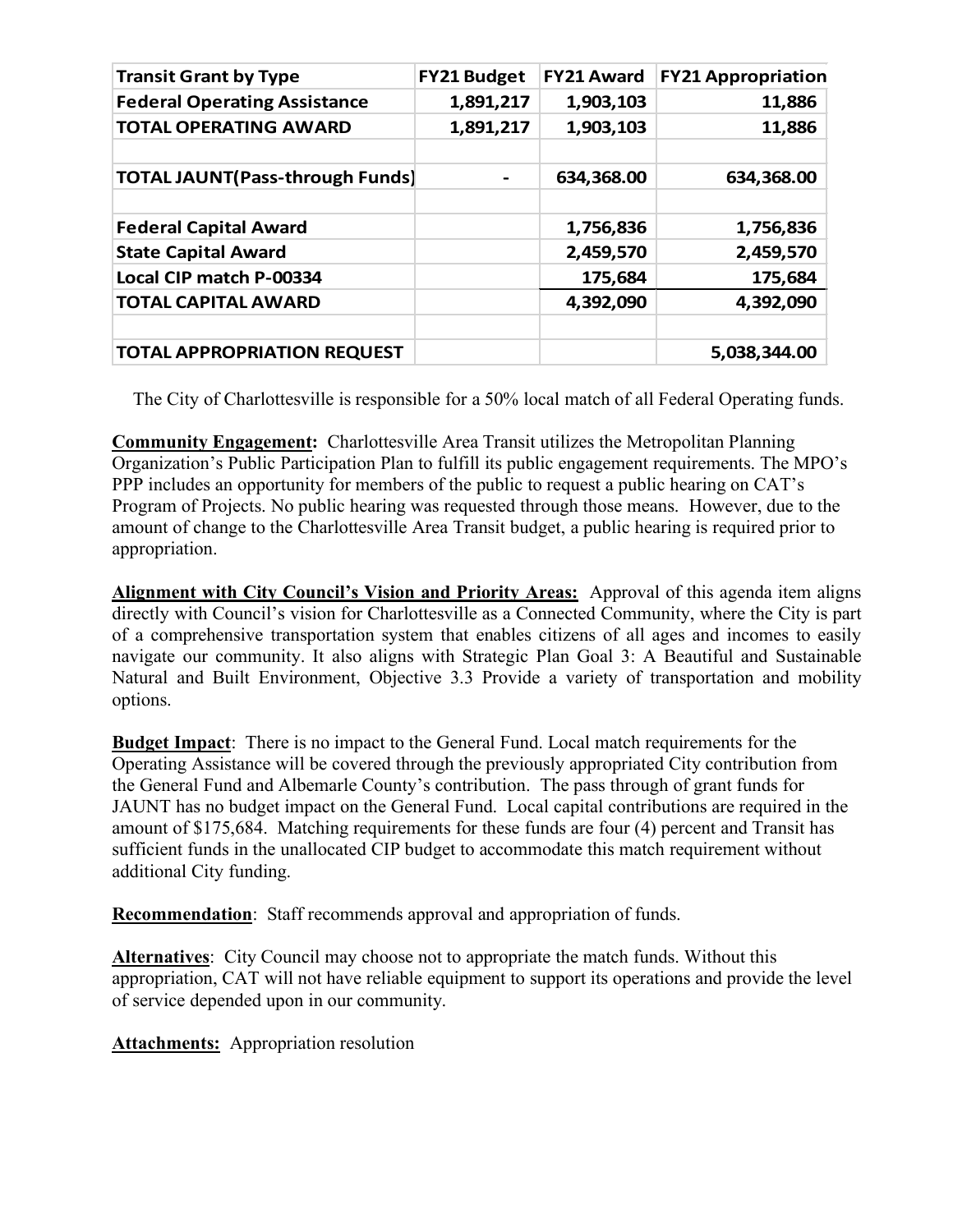| Transit Grant by Type | FY21 Budget | FY21 Award | FY21 Appropriation |
|---|---|---|---|
| **Federal Operating Assistance** | 1,891,217 | 1,903,103 | 11,886 |
| **TOTAL OPERATING AWARD** | 1,891,217 | 1,903,103 | 11,886 |
| | | | |
| **TOTAL JAUNT(Pass-through Funds)** | - | 634,368.00 | 634,368.00 |
| | | | |
| **Federal Capital Award** | | 1,756,836 | 1,756,836 |
| **State Capital Award** | | 2,459,570 | 2,459,570 |
| **Local CIP match P-00334** | | 175,684 | 175,684 |
| **TOTAL CAPITAL AWARD** | | 4,392,090 | 4,392,090 |
| | | | |
| **TOTAL APPROPRIATION REQUEST** | | | 5,038,344.00 |

The City of Charlottesville is responsible for a 50% local match of all Federal Operating funds.

**Community Engagement:** Charlottesville Area Transit utilizes the Metropolitan Planning Organization's Public Participation Plan to fulfill its public engagement requirements. The MPO's PPP includes an opportunity for members of the public to request a public hearing on CAT's Program of Projects. No public hearing was requested through those means. However, due to the amount of change to the Charlottesville Area Transit budget, a public hearing is required prior to appropriation.

**Alignment with City Council's Vision and Priority Areas:** Approval of this agenda item aligns directly with Council's vision for Charlottesville as a Connected Community, where the City is part of a comprehensive transportation system that enables citizens of all ages and incomes to easily navigate our community. It also aligns with Strategic Plan Goal 3: A Beautiful and Sustainable Natural and Built Environment, Objective 3.3 Provide a variety of transportation and mobility options.

**Budget Impact**: There is no impact to the General Fund. Local match requirements for the Operating Assistance will be covered through the previously appropriated City contribution from the General Fund and Albemarle County's contribution. The pass through of grant funds for JAUNT has no budget impact on the General Fund. Local capital contributions are required in the amount of $175,684. Matching requirements for these funds are four (4) percent and Transit has sufficient funds in the unallocated CIP budget to accommodate this match requirement without additional City funding.

**Recommendation**: Staff recommends approval and appropriation of funds.

**Alternatives**: City Council may choose not to appropriate the match funds. Without this appropriation, CAT will not have reliable equipment to support its operations and provide the level of service depended upon in our community.

**Attachments:** Appropriation resolution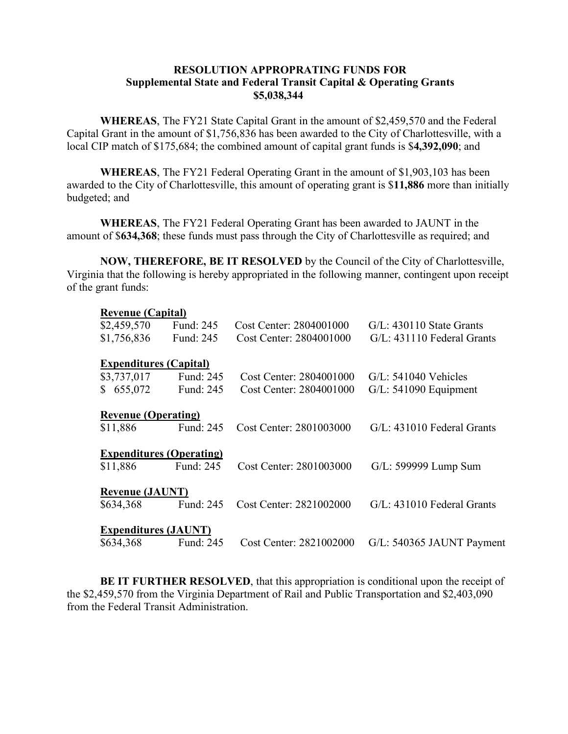**RESOLUTION APPROPRATING FUNDS FOR**
**Supplemental State and Federal Transit Capital & Operating Grants**
**$5,038,344**

**WHEREAS**, The FY21 State Capital Grant in the amount of $2,459,570 and the Federal Capital Grant in the amount of $1,756,836 has been awarded to the City of Charlottesville, with a local CIP match of $175,684; the combined amount of capital grant funds is $**4,392,090**; and

**WHEREAS**, The FY21 Federal Operating Grant in the amount of $1,903,103 has been awarded to the City of Charlottesville, this amount of operating grant is $**11,886** more than initially budgeted; and

**WHEREAS**, The FY21 Federal Operating Grant has been awarded to JAUNT in the amount of $**634,368**; these funds must pass through the City of Charlottesville as required; and

**NOW, THEREFORE, BE IT RESOLVED** by the Council of the City of Charlottesville, Virginia that the following is hereby appropriated in the following manner, contingent upon receipt of the grant funds:

**Revenue (Capital)**

| | | | |
|---|---|---|---|
| $2,459,570 | Fund: 245 | Cost Center: 2804001000 | G/L: 430110 State Grants |
| $1,756,836 | Fund: 245 | Cost Center: 2804001000 | G/L: 431110 Federal Grants |

**Expenditures (Capital)**

| | | | |
|---|---|---|---|
| $3,737,017 | Fund: 245 | Cost Center: 2804001000 | G/L: 541040 Vehicles |
| $ 655,072 | Fund: 245 | Cost Center: 2804001000 | G/L: 541090 Equipment |

**Revenue (Operating)**

| | | | |
|---|---|---|---|
| $11,886 | Fund: 245 | Cost Center: 2801003000 | G/L: 431010 Federal Grants |

**Expenditures (Operating)**

| | | | |
|---|---|---|---|
| $11,886 | Fund: 245 | Cost Center: 2801003000 | G/L: 599999 Lump Sum |

**Revenue (JAUNT)**

| | | | |
|---|---|---|---|
| $634,368 | Fund: 245 | Cost Center: 2821002000 | G/L: 431010 Federal Grants |

**Expenditures (JAUNT)**

| | | | |
|---|---|---|---|
| $634,368 | Fund: 245 | Cost Center: 2821002000 | G/L: 540365 JAUNT Payment |

**BE IT FURTHER RESOLVED**, that this appropriation is conditional upon the receipt of the $2,459,570 from the Virginia Department of Rail and Public Transportation and $2,403,090 from the Federal Transit Administration.